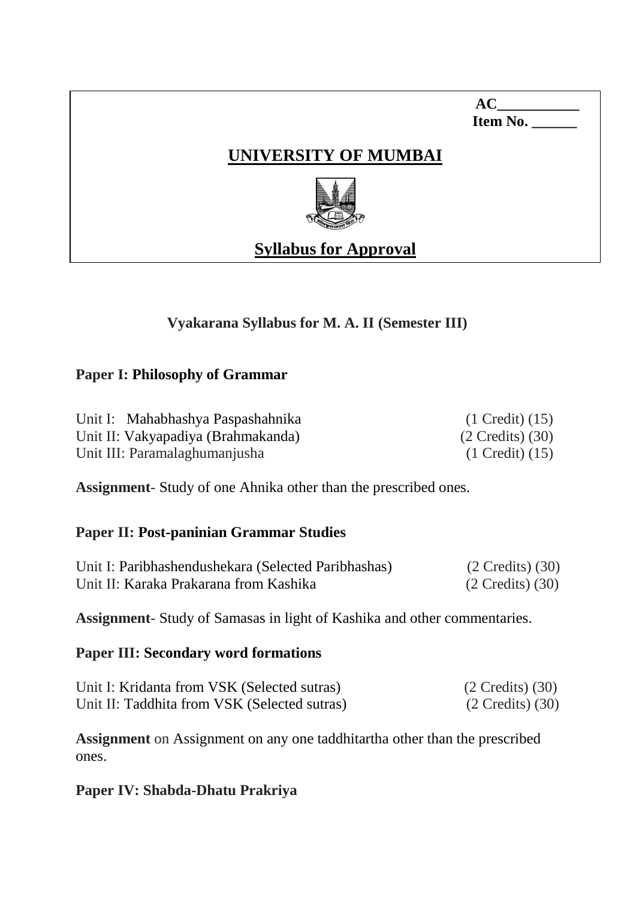AC___________
Item No. ______

# UNIVERSITY OF MUMBAI

## Syllabus for Approval

### Vyakarana Syllabus for M. A. II (Semester III)

**Paper I: Philosophy of Grammar**

| | |
|---|---|
| Unit I: Mahabhashya Paspashahnika | (1 Credit) (15) |
| Unit II: Vakyapadiya (Brahmakanda) | (2 Credits) (30) |
| Unit III: Paramalaghumanjusha | (1 Credit) (15) |

**Assignment**- Study of one Ahnika other than the prescribed ones.

**Paper II: Post-paninian Grammar Studies**

| | |
|---|---|
| Unit I: Paribhashendushekara (Selected Paribhashas) | (2 Credits) (30) |
| Unit II: Karaka Prakarana from Kashika | (2 Credits) (30) |

**Assignment**- Study of Samasas in light of Kashika and other commentaries.

**Paper III: Secondary word formations**

| | |
|---|---|
| Unit I: Kridanta from VSK (Selected sutras) | (2 Credits) (30) |
| Unit II: Taddhita from VSK (Selected sutras) | (2 Credits) (30) |

**Assignment** on Assignment on any one taddhitartha other than the prescribed ones.

**Paper IV: Shabda-Dhatu Prakriya**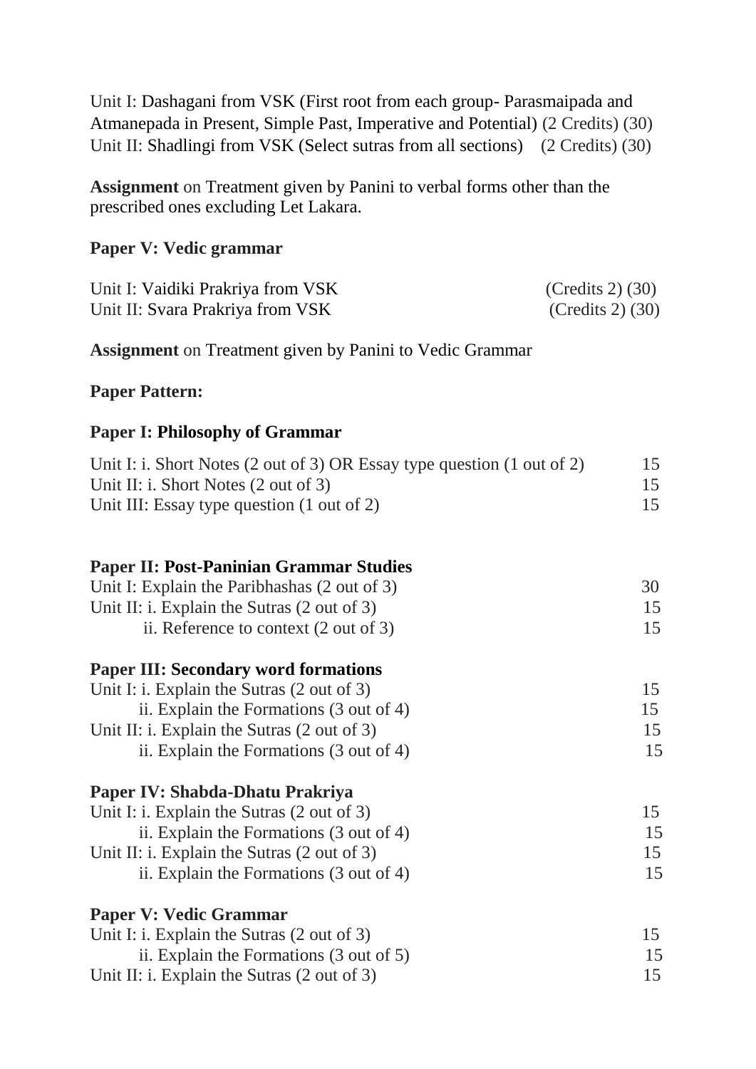Unit I: Dashagani from VSK (First root from each group- Parasmaipada and Atmanepada in Present, Simple Past, Imperative and Potential) (2 Credits) (30)
Unit II: Shadlingi from VSK (Select sutras from all sections) (2 Credits) (30)

**Assignment** on Treatment given by Panini to verbal forms other than the prescribed ones excluding Let Lakara.

**Paper V: Vedic grammar**

Unit I: Vaidiki Prakriya from VSK (Credits 2) (30)
Unit II: Svara Prakriya from VSK (Credits 2) (30)

**Assignment** on Treatment given by Panini to Vedic Grammar

**Paper Pattern:**

**Paper I: Philosophy of Grammar**

| | |
|---|---|
| Unit I: i. Short Notes (2 out of 3) OR Essay type question (1 out of 2) | 15 |
| Unit II: i. Short Notes (2 out of 3) | 15 |
| Unit III: Essay type question (1 out of 2) | 15 |

**Paper II: Post-Paninian Grammar Studies**

| | |
|---|---|
| Unit I: Explain the Paribhashas (2 out of 3) | 30 |
| Unit II: i. Explain the Sutras (2 out of 3) | 15 |
| ii. Reference to context (2 out of 3) | 15 |

**Paper III: Secondary word formations**

| | |
|---|---|
| Unit I: i. Explain the Sutras (2 out of 3) | 15 |
| ii. Explain the Formations (3 out of 4) | 15 |
| Unit II: i. Explain the Sutras (2 out of 3) | 15 |
| ii. Explain the Formations (3 out of 4) | 15 |

**Paper IV: Shabda-Dhatu Prakriya**

| | |
|---|---|
| Unit I: i. Explain the Sutras (2 out of 3) | 15 |
| ii. Explain the Formations (3 out of 4) | 15 |
| Unit II: i. Explain the Sutras (2 out of 3) | 15 |
| ii. Explain the Formations (3 out of 4) | 15 |

**Paper V: Vedic Grammar**

| | |
|---|---|
| Unit I: i. Explain the Sutras (2 out of 3) | 15 |
| ii. Explain the Formations (3 out of 5) | 15 |
| Unit II: i. Explain the Sutras (2 out of 3) | 15 |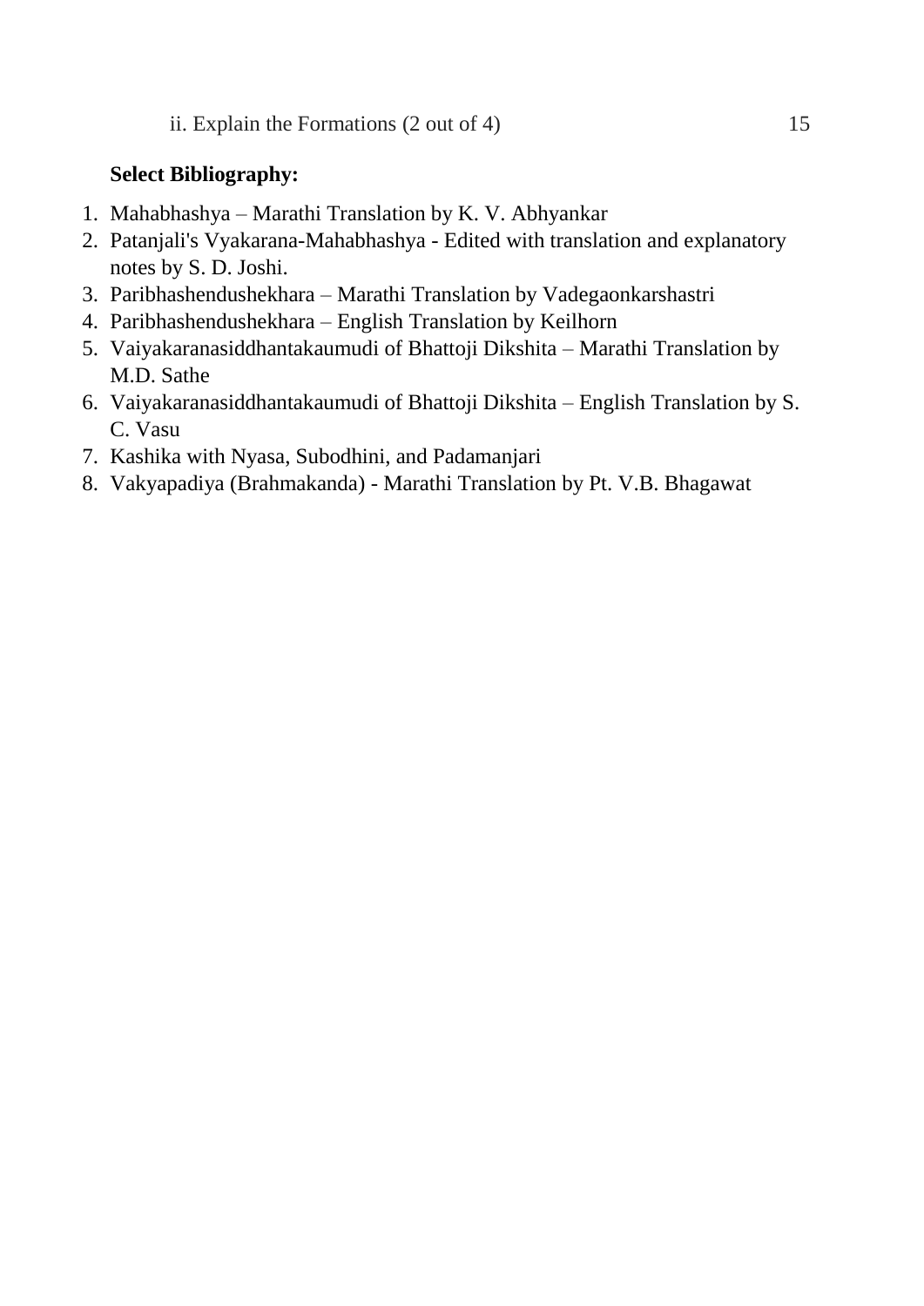ii. Explain the Formations (2 out of 4) 15

**Select Bibliography:**

1. Mahabhashya – Marathi Translation by K. V. Abhyankar
2. Patanjali's Vyakarana-Mahabhashya - Edited with translation and explanatory notes by S. D. Joshi.
3. Paribhashendushekhara – Marathi Translation by Vadegaonkarshastri
4. Paribhashendushekhara – English Translation by Keilhorn
5. Vaiyakaranasiddhantakaumudi of Bhattoji Dikshita – Marathi Translation by M.D. Sathe
6. Vaiyakaranasiddhantakaumudi of Bhattoji Dikshita – English Translation by S. C. Vasu
7. Kashika with Nyasa, Subodhini, and Padamanjari
8. Vakyapadiya (Brahmakanda) - Marathi Translation by Pt. V.B. Bhagawat